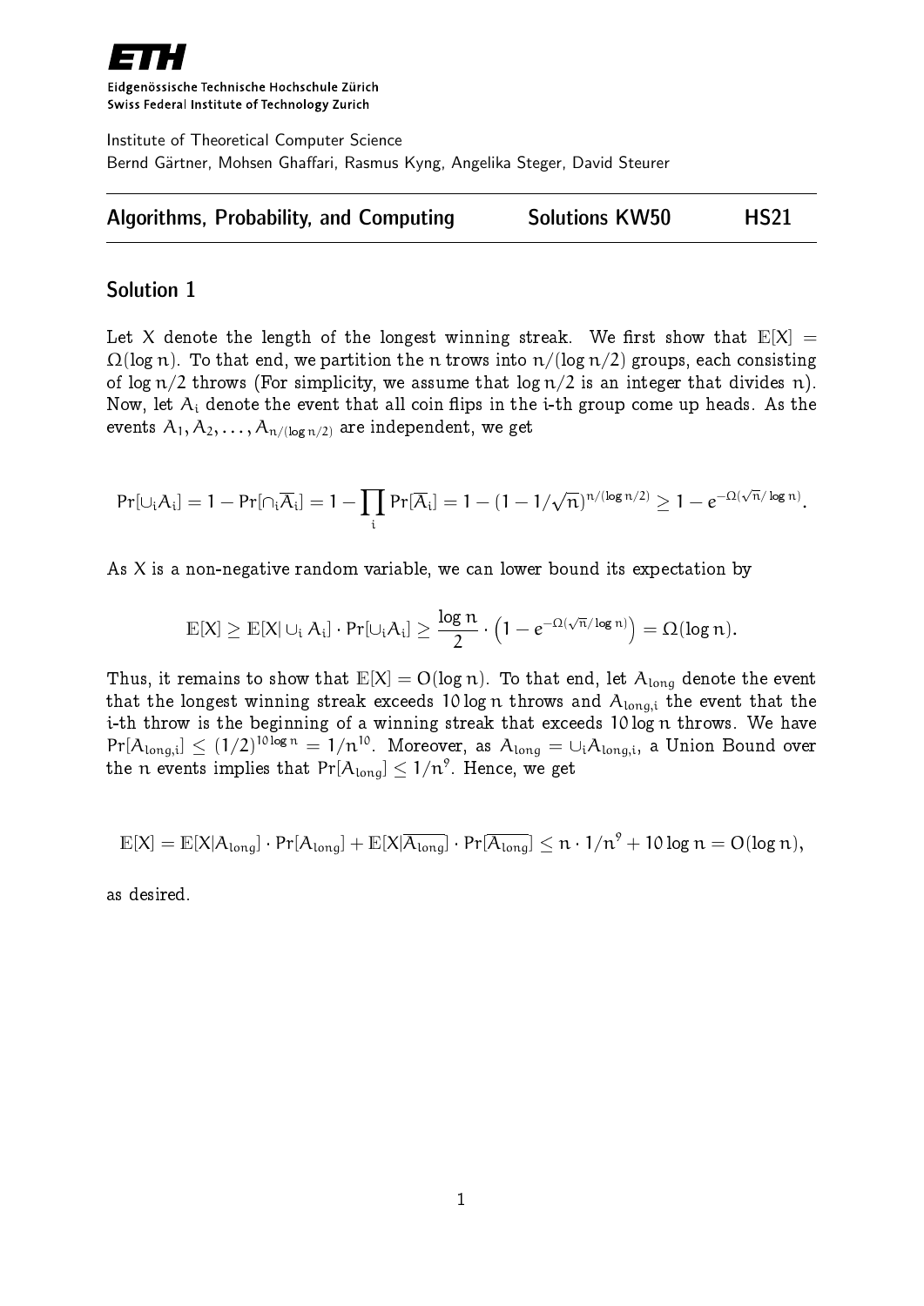**ETH**

Eidgenössische Technische Hochschule Zürich
Swiss Federal Institute of Technology Zurich

Institute of Theoretical Computer Science
Bernd Gärtner, Mohsen Ghaffari, Rasmus Kyng, Angelika Steger, David Steurer

**Algorithms, Probability, and Computing** — **Solutions KW50** — **HS21**

## Solution 1

Let $X$ denote the length of the longest winning streak. We first show that $\mathbb{E}[X] = \Omega(\log n)$. To that end, we partition the $n$ trows into $n/(\log n/2)$ groups, each consisting of $\log n/2$ throws (For simplicity, we assume that $\log n/2$ is an integer that divides $n$). Now, let $A_i$ denote the event that all coin flips in the i-th group come up heads. As the events $A_1, A_2, \ldots, A_{n/(\log n/2)}$ are independent, we get

$$\Pr[\cup_i A_i] = 1 - \Pr[\cap_i \overline{A_i}] = 1 - \prod_i \Pr[\overline{A_i}] = 1 - (1 - 1/\sqrt{n})^{n/(\log n/2)} \geq 1 - e^{-\Omega(\sqrt{n}/\log n)}.$$

As $X$ is a non-negative random variable, we can lower bound its expectation by

$$\mathbb{E}[X] \geq \mathbb{E}[X | \cup_i A_i] \cdot \Pr[\cup_i A_i] \geq \frac{\log n}{2} \cdot \left(1 - e^{-\Omega(\sqrt{n}/\log n)}\right) = \Omega(\log n).$$

Thus, it remains to show that $\mathbb{E}[X] = O(\log n)$. To that end, let $A_{\text{long}}$ denote the event that the longest winning streak exceeds $10 \log n$ throws and $A_{\text{long},i}$ the event that the i-th throw is the beginning of a winning streak that exceeds $10 \log n$ throws. We have $\Pr[A_{\text{long},i}] \leq (1/2)^{10 \log n} = 1/n^{10}$. Moreover, as $A_{\text{long}} = \cup_i A_{\text{long},i}$, a Union Bound over the $n$ events implies that $\Pr[A_{\text{long}}] \leq 1/n^9$. Hence, we get

$$\mathbb{E}[X] = \mathbb{E}[X | A_{\text{long}}] \cdot \Pr[A_{\text{long}}] + \mathbb{E}[X | \overline{A_{\text{long}}}] \cdot \Pr[\overline{A_{\text{long}}}] \leq n \cdot 1/n^9 + 10 \log n = O(\log n),$$

as desired.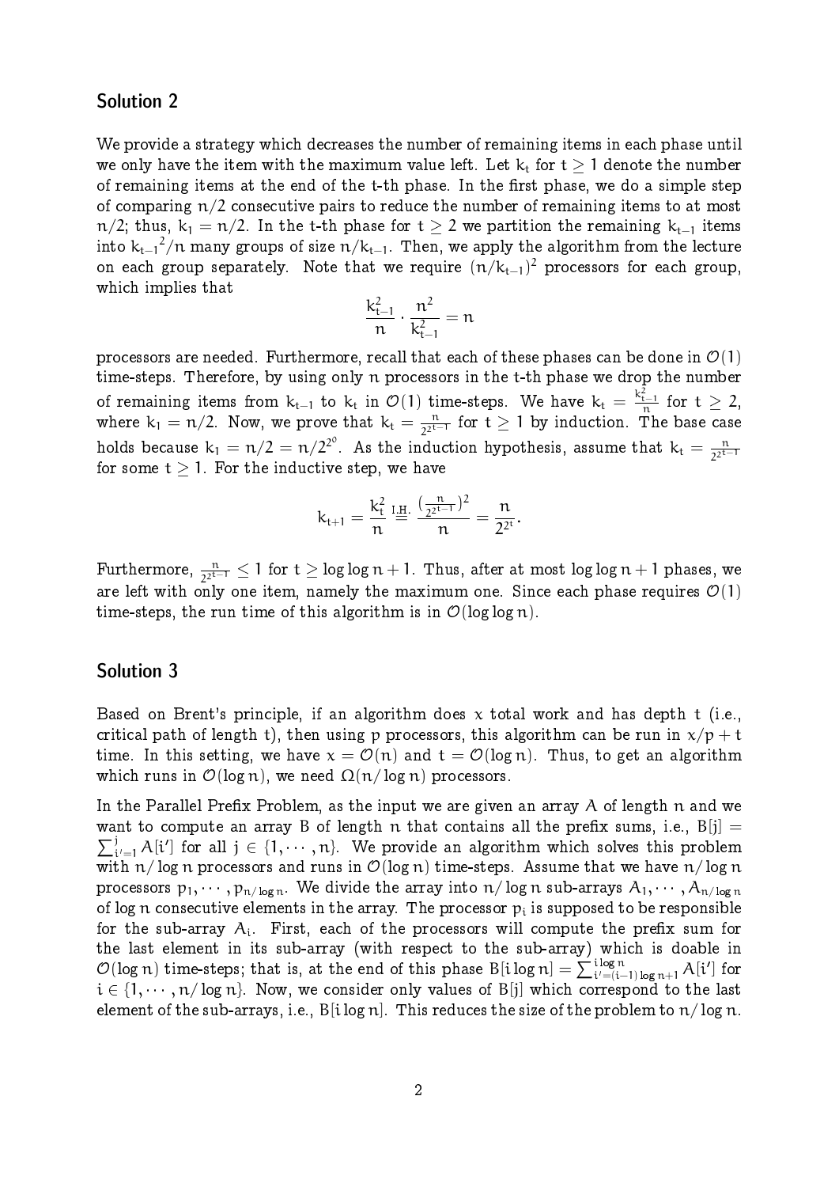## Solution 2

We provide a strategy which decreases the number of remaining items in each phase until we only have the item with the maximum value left. Let $k_t$ for $t \geq 1$ denote the number of remaining items at the end of the t-th phase. In the first phase, we do a simple step of comparing $n/2$ consecutive pairs to reduce the number of remaining items to at most $n/2$; thus, $k_1 = n/2$. In the t-th phase for $t \geq 2$ we partition the remaining $k_{t-1}$ items into ${k_{t-1}}^2/n$ many groups of size $n/k_{t-1}$. Then, we apply the algorithm from the lecture on each group separately. Note that we require $(n/k_{t-1})^2$ processors for each group, which implies that

$$\frac{k_{t-1}^2}{n} \cdot \frac{n^2}{k_{t-1}^2} = n$$

processors are needed. Furthermore, recall that each of these phases can be done in $\mathcal{O}(1)$ time-steps. Therefore, by using only $n$ processors in the t-th phase we drop the number of remaining items from $k_{t-1}$ to $k_t$ in $\mathcal{O}(1)$ time-steps. We have $k_t = \frac{k_{t-1}^2}{n}$ for $t \geq 2$, where $k_1 = n/2$. Now, we prove that $k_t = \frac{n}{2^{2^{t-1}}}$ for $t \geq 1$ by induction. The base case holds because $k_1 = n/2 = n/2^{2^0}$. As the induction hypothesis, assume that $k_t = \frac{n}{2^{2^{t-1}}}$ for some $t \geq 1$. For the inductive step, we have

$$k_{t+1} = \frac{k_t^2}{n} \overset{\text{I.H.}}{=} \frac{(\frac{n}{2^{2^{t-1}}})^2}{n} = \frac{n}{2^{2^t}}.$$

Furthermore, $\frac{n}{2^{2^{t-1}}} \leq 1$ for $t \geq \log\log n + 1$. Thus, after at most $\log\log n + 1$ phases, we are left with only one item, namely the maximum one. Since each phase requires $\mathcal{O}(1)$ time-steps, the run time of this algorithm is in $\mathcal{O}(\log\log n)$.

## Solution 3

Based on Brent's principle, if an algorithm does $x$ total work and has depth $t$ (i.e., critical path of length $t$), then using $p$ processors, this algorithm can be run in $x/p + t$ time. In this setting, we have $x = \mathcal{O}(n)$ and $t = \mathcal{O}(\log n)$. Thus, to get an algorithm which runs in $\mathcal{O}(\log n)$, we need $\Omega(n/\log n)$ processors.

In the Parallel Prefix Problem, as the input we are given an array $A$ of length $n$ and we want to compute an array $B$ of length $n$ that contains all the prefix sums, i.e., $B[j] = \sum_{i'=1}^{j} A[i']$ for all $j \in \{1, \cdots, n\}$. We provide an algorithm which solves this problem with $n/\log n$ processors and runs in $\mathcal{O}(\log n)$ time-steps. Assume that we have $n/\log n$ processors $p_1, \cdots, p_{n/\log n}$. We divide the array into $n/\log n$ sub-arrays $A_1, \cdots, A_{n/\log n}$ of $\log n$ consecutive elements in the array. The processor $p_i$ is supposed to be responsible for the sub-array $A_i$. First, each of the processors will compute the prefix sum for the last element in its sub-array (with respect to the sub-array) which is doable in $\mathcal{O}(\log n)$ time-steps; that is, at the end of this phase $B[i \log n] = \sum_{i'=(i-1)\log n+1}^{i \log n} A[i']$ for $i \in \{1, \cdots, n/\log n\}$. Now, we consider only values of $B[j]$ which correspond to the last element of the sub-arrays, i.e., $B[i \log n]$. This reduces the size of the problem to $n/\log n$.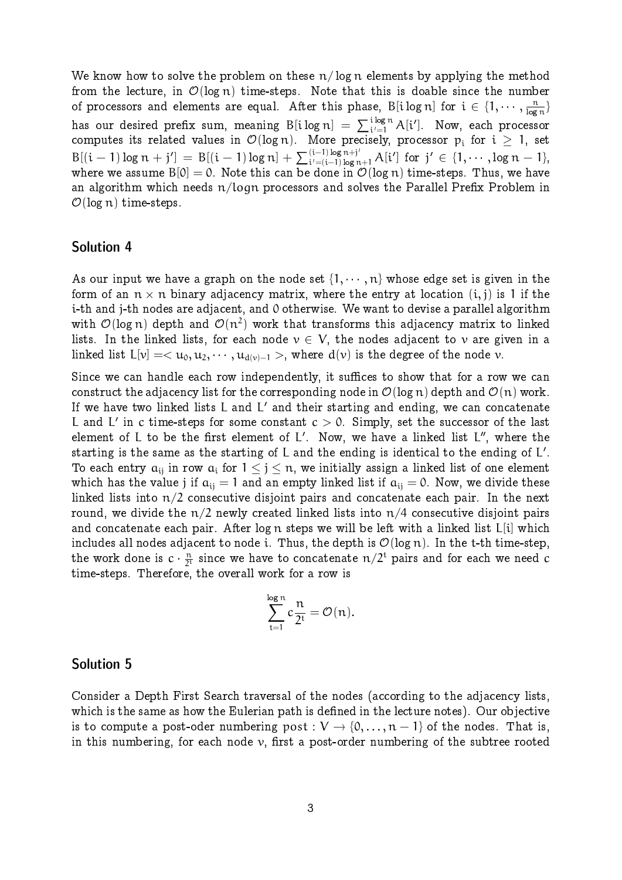We know how to solve the problem on these $n/\log n$ elements by applying the method from the lecture, in $\mathcal{O}(\log n)$ time-steps. Note that this is doable since the number of processors and elements are equal. After this phase, $B[i \log n]$ for $i \in \{1, \cdots, \frac{n}{\log n}\}$ has our desired prefix sum, meaning $B[i \log n] = \sum_{i'=1}^{i \log n} A[i']$. Now, each processor computes its related values in $\mathcal{O}(\log n)$. More precisely, processor $p_i$ for $i \geq 1$, set $B[(i-1)\log n + j'] = B[(i-1)\log n] + \sum_{i'=(i-1)\log n+1}^{(i-1)\log n + j'} A[i']$ for $j' \in \{1, \cdots, \log n - 1\}$, where we assume $B[0] = 0$. Note this can be done in $\mathcal{O}(\log n)$ time-steps. Thus, we have an algorithm which needs $n/\log n$ processors and solves the Parallel Prefix Problem in $\mathcal{O}(\log n)$ time-steps.

## Solution 4

As our input we have a graph on the node set $\{1, \cdots, n\}$ whose edge set is given in the form of an $n \times n$ binary adjacency matrix, where the entry at location $(i,j)$ is 1 if the i-th and j-th nodes are adjacent, and 0 otherwise. We want to devise a parallel algorithm with $\mathcal{O}(\log n)$ depth and $\mathcal{O}(n^2)$ work that transforms this adjacency matrix to linked lists. In the linked lists, for each node $v \in V$, the nodes adjacent to $v$ are given in a linked list $L[v] = < u_0, u_2, \cdots, u_{d(v)-1} >$, where $d(v)$ is the degree of the node $v$.

Since we can handle each row independently, it suffices to show that for a row we can construct the adjacency list for the corresponding node in $\mathcal{O}(\log n)$ depth and $\mathcal{O}(n)$ work. If we have two linked lists $L$ and $L'$ and their starting and ending, we can concatenate $L$ and $L'$ in $c$ time-steps for some constant $c > 0$. Simply, set the successor of the last element of $L$ to be the first element of $L'$. Now, we have a linked list $L''$, where the starting is the same as the starting of $L$ and the ending is identical to the ending of $L'$. To each entry $a_{ij}$ in row $a_i$ for $1 \leq j \leq n$, we initially assign a linked list of one element which has the value $j$ if $a_{ij} = 1$ and an empty linked list if $a_{ij} = 0$. Now, we divide these linked lists into $n/2$ consecutive disjoint pairs and concatenate each pair. In the next round, we divide the $n/2$ newly created linked lists into $n/4$ consecutive disjoint pairs and concatenate each pair. After $\log n$ steps we will be left with a linked list $L[i]$ which includes all nodes adjacent to node $i$. Thus, the depth is $\mathcal{O}(\log n)$. In the t-th time-step, the work done is $c \cdot \frac{n}{2^t}$ since we have to concatenate $n/2^t$ pairs and for each we need $c$ time-steps. Therefore, the overall work for a row is

$$\sum_{t=1}^{\log n} c\frac{n}{2^t} = \mathcal{O}(n).$$

## Solution 5

Consider a Depth First Search traversal of the nodes (according to the adjacency lists, which is the same as how the Eulerian path is defined in the lecture notes). Our objective is to compute a post-oder numbering $\text{post} : V \to \{0, \ldots, n-1\}$ of the nodes. That is, in this numbering, for each node $v$, first a post-order numbering of the subtree rooted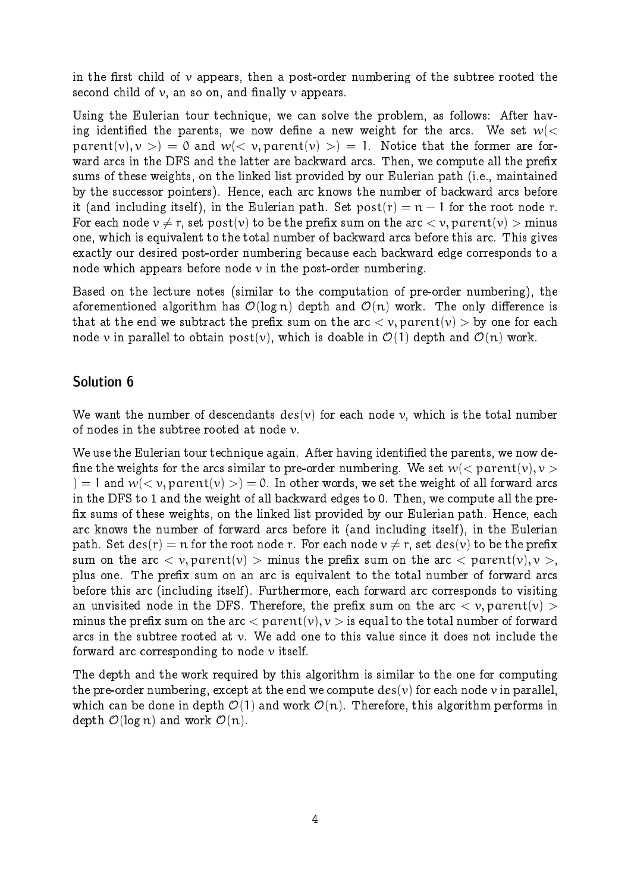in the first child of $v$ appears, then a post-order numbering of the subtree rooted the second child of $v$, an so on, and finally $v$ appears.

Using the Eulerian tour technique, we can solve the problem, as follows: After having identified the parents, we now define a new weight for the arcs. We set $w(< parent(v), v >) = 0$ and $w(< v, parent(v) >) = 1$. Notice that the former are forward arcs in the DFS and the latter are backward arcs. Then, we compute all the prefix sums of these weights, on the linked list provided by our Eulerian path (i.e., maintained by the successor pointers). Hence, each arc knows the number of backward arcs before it (and including itself), in the Eulerian path. Set $post(r) = n - 1$ for the root node $r$. For each node $v \neq r$, set $post(v)$ to be the prefix sum on the arc $< v, parent(v) >$ minus one, which is equivalent to the total number of backward arcs before this arc. This gives exactly our desired post-order numbering because each backward edge corresponds to a node which appears before node $v$ in the post-order numbering.

Based on the lecture notes (similar to the computation of pre-order numbering), the aforementioned algorithm has $\mathcal{O}(\log n)$ depth and $\mathcal{O}(n)$ work. The only difference is that at the end we subtract the prefix sum on the arc $< v, parent(v) >$ by one for each node $v$ in parallel to obtain $post(v)$, which is doable in $\mathcal{O}(1)$ depth and $\mathcal{O}(n)$ work.

## Solution 6

We want the number of descendants $des(v)$ for each node $v$, which is the total number of nodes in the subtree rooted at node $v$.

We use the Eulerian tour technique again. After having identified the parents, we now define the weights for the arcs similar to pre-order numbering. We set $w(< parent(v), v >) = 1$ and $w(< v, parent(v) >) = 0$. In other words, we set the weight of all forward arcs in the DFS to 1 and the weight of all backward edges to 0. Then, we compute all the prefix sums of these weights, on the linked list provided by our Eulerian path. Hence, each arc knows the number of forward arcs before it (and including itself), in the Eulerian path. Set $des(r) = n$ for the root node $r$. For each node $v \neq r$, set $des(v)$ to be the prefix sum on the arc $< v, parent(v) >$ minus the prefix sum on the arc $< parent(v), v >$, plus one. The prefix sum on an arc is equivalent to the total number of forward arcs before this arc (including itself). Furthermore, each forward arc corresponds to visiting an unvisited node in the DFS. Therefore, the prefix sum on the arc $< v, parent(v) >$ minus the prefix sum on the arc $< parent(v), v >$ is equal to the total number of forward arcs in the subtree rooted at $v$. We add one to this value since it does not include the forward arc corresponding to node $v$ itself.

The depth and the work required by this algorithm is similar to the one for computing the pre-order numbering, except at the end we compute $des(v)$ for each node $v$ in parallel, which can be done in depth $\mathcal{O}(1)$ and work $\mathcal{O}(n)$. Therefore, this algorithm performs in depth $\mathcal{O}(\log n)$ and work $\mathcal{O}(n)$.